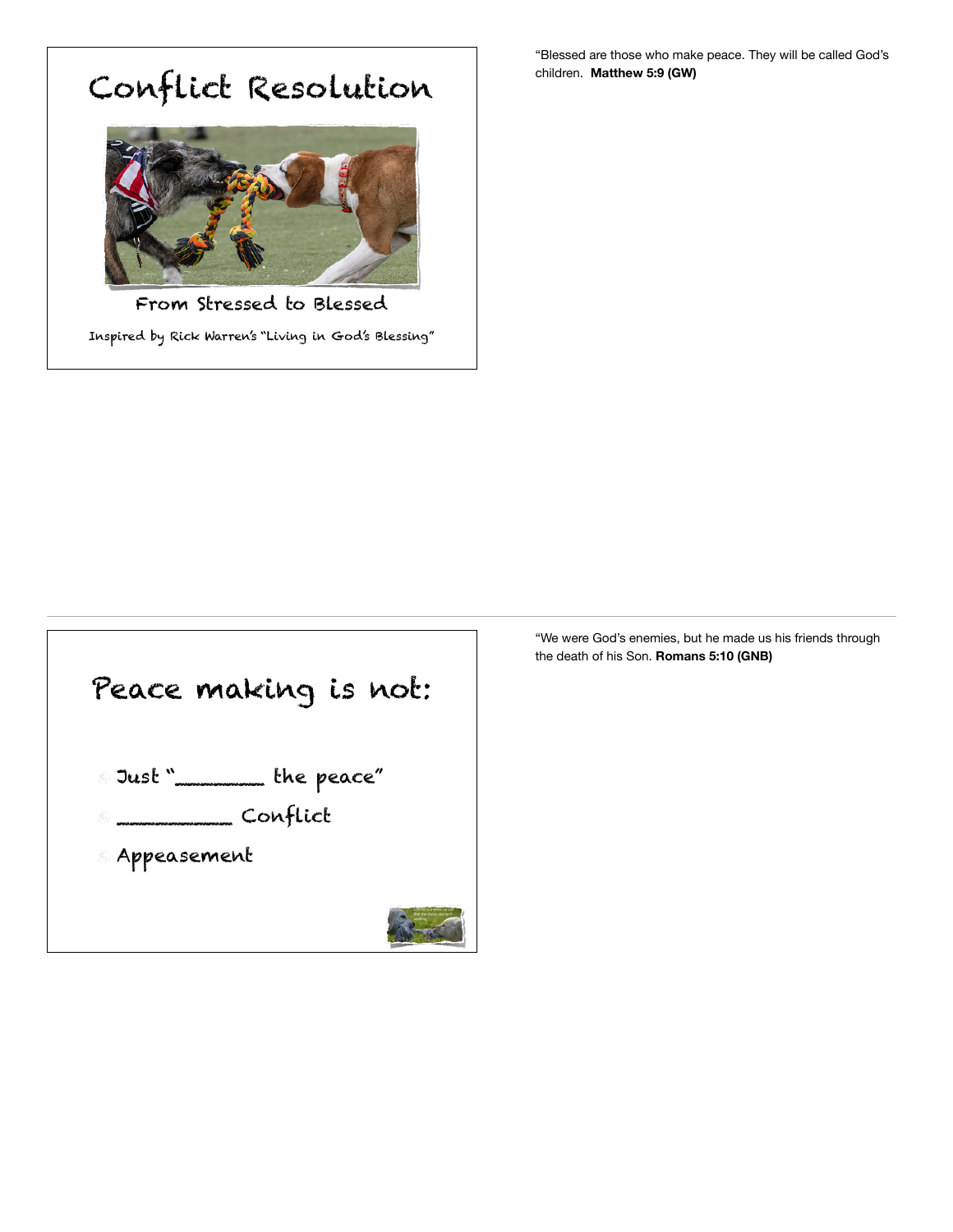# Conflict Resolution

From Stressed to Blessed

Inspired by Rick Warren's "Living in God's Blessing"

"Blessed are those who make peace. They will be called God's children. **Matthew 5:9 (GW)**

---

## Peace making is not:

- Just "_______ the peace"
- _________ Conflict
- Appeasement

"We were God's enemies, but he made us his friends through the death of his Son. **Romans 5:10 (GNB)**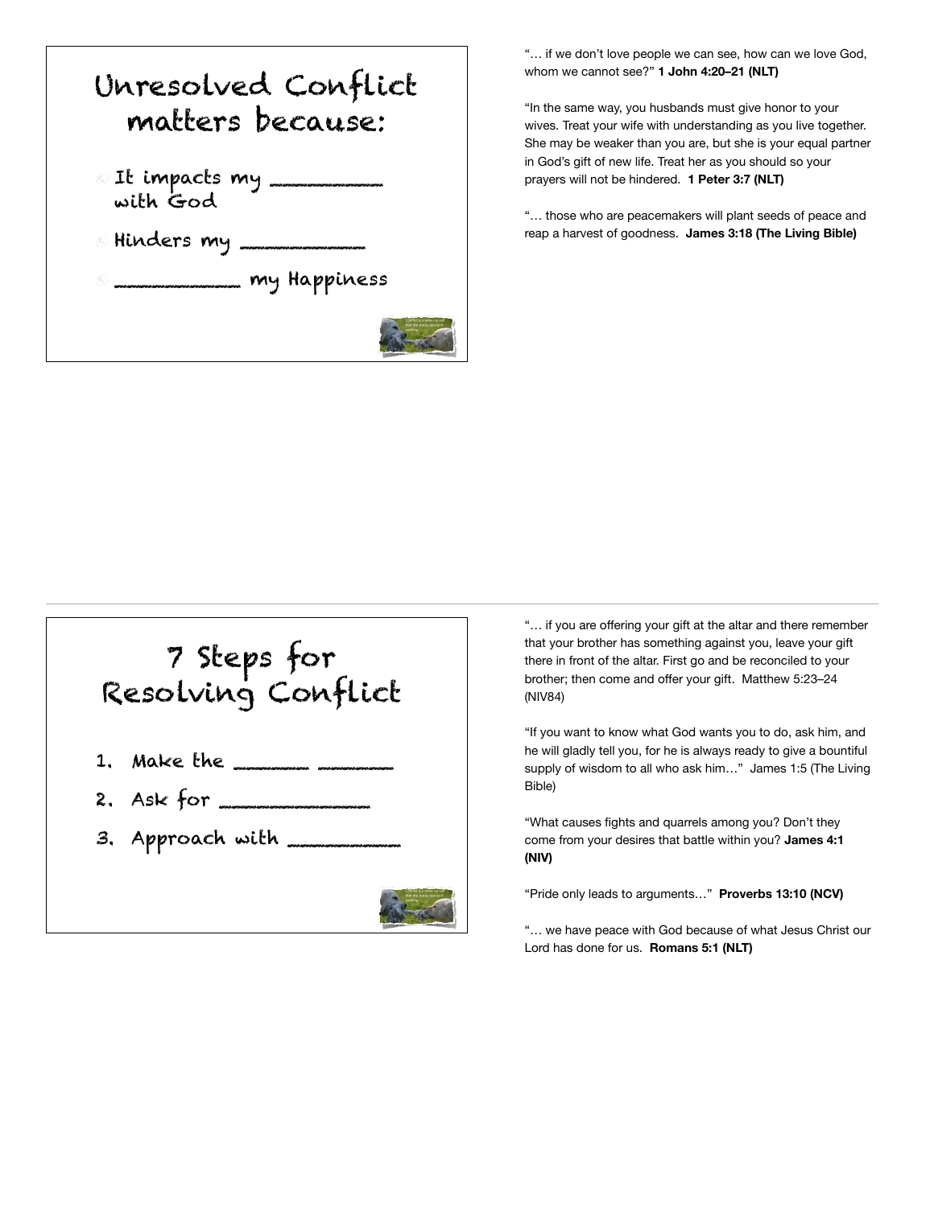# Unresolved Conflict matters because:

- It impacts my ________ with God
- Hinders my __________
- __________ my Happiness

"… if we don't love people we can see, how can we love God, whom we cannot see?" **1 John 4:20–21 (NLT)**

"In the same way, you husbands must give honor to your wives. Treat your wife with understanding as you live together. She may be weaker than you are, but she is your equal partner in God's gift of new life. Treat her as you should so your prayers will not be hindered. **1 Peter 3:7 (NLT)**

"… those who are peacemakers will plant seeds of peace and reap a harvest of goodness. **James 3:18 (The Living Bible)**

---

# 7 Steps for Resolving Conflict

1. Make the ______ ______
2. Ask for ____________
3. Approach with _________

"… if you are offering your gift at the altar and there remember that your brother has something against you, leave your gift there in front of the altar. First go and be reconciled to your brother; then come and offer your gift. Matthew 5:23–24 (NIV84)

"If you want to know what God wants you to do, ask him, and he will gladly tell you, for he is always ready to give a bountiful supply of wisdom to all who ask him…" James 1:5 (The Living Bible)

"What causes fights and quarrels among you? Don't they come from your desires that battle within you? **James 4:1 (NIV)**

"Pride only leads to arguments…" **Proverbs 13:10 (NCV)**

"… we have peace with God because of what Jesus Christ our Lord has done for us. **Romans 5:1 (NLT)**